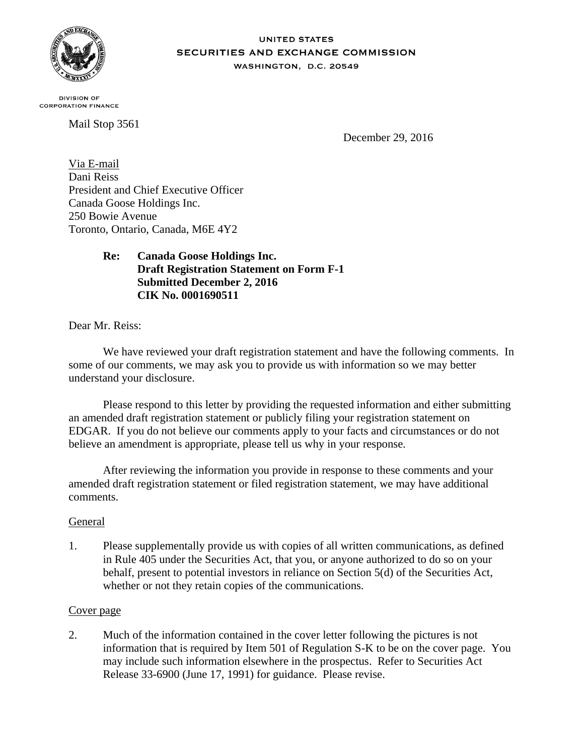UNITED STATES
SECURITIES AND EXCHANGE COMMISSION
WASHINGTON, D.C. 20549

DIVISION OF
CORPORATION FINANCE

Mail Stop 3561

December 29, 2016

Via E-mail
Dani Reiss
President and Chief Executive Officer
Canada Goose Holdings Inc.
250 Bowie Avenue
Toronto, Ontario, Canada, M6E 4Y2

**Re: Canada Goose Holdings Inc.**
**Draft Registration Statement on Form F-1**
**Submitted December 2, 2016**
**CIK No. 0001690511**

Dear Mr. Reiss:

We have reviewed your draft registration statement and have the following comments. In some of our comments, we may ask you to provide us with information so we may better understand your disclosure.

Please respond to this letter by providing the requested information and either submitting an amended draft registration statement or publicly filing your registration statement on EDGAR. If you do not believe our comments apply to your facts and circumstances or do not believe an amendment is appropriate, please tell us why in your response.

After reviewing the information you provide in response to these comments and your amended draft registration statement or filed registration statement, we may have additional comments.

General

1. Please supplementally provide us with copies of all written communications, as defined in Rule 405 under the Securities Act, that you, or anyone authorized to do so on your behalf, present to potential investors in reliance on Section 5(d) of the Securities Act, whether or not they retain copies of the communications.

Cover page

2. Much of the information contained in the cover letter following the pictures is not information that is required by Item 501 of Regulation S-K to be on the cover page. You may include such information elsewhere in the prospectus. Refer to Securities Act Release 33-6900 (June 17, 1991) for guidance. Please revise.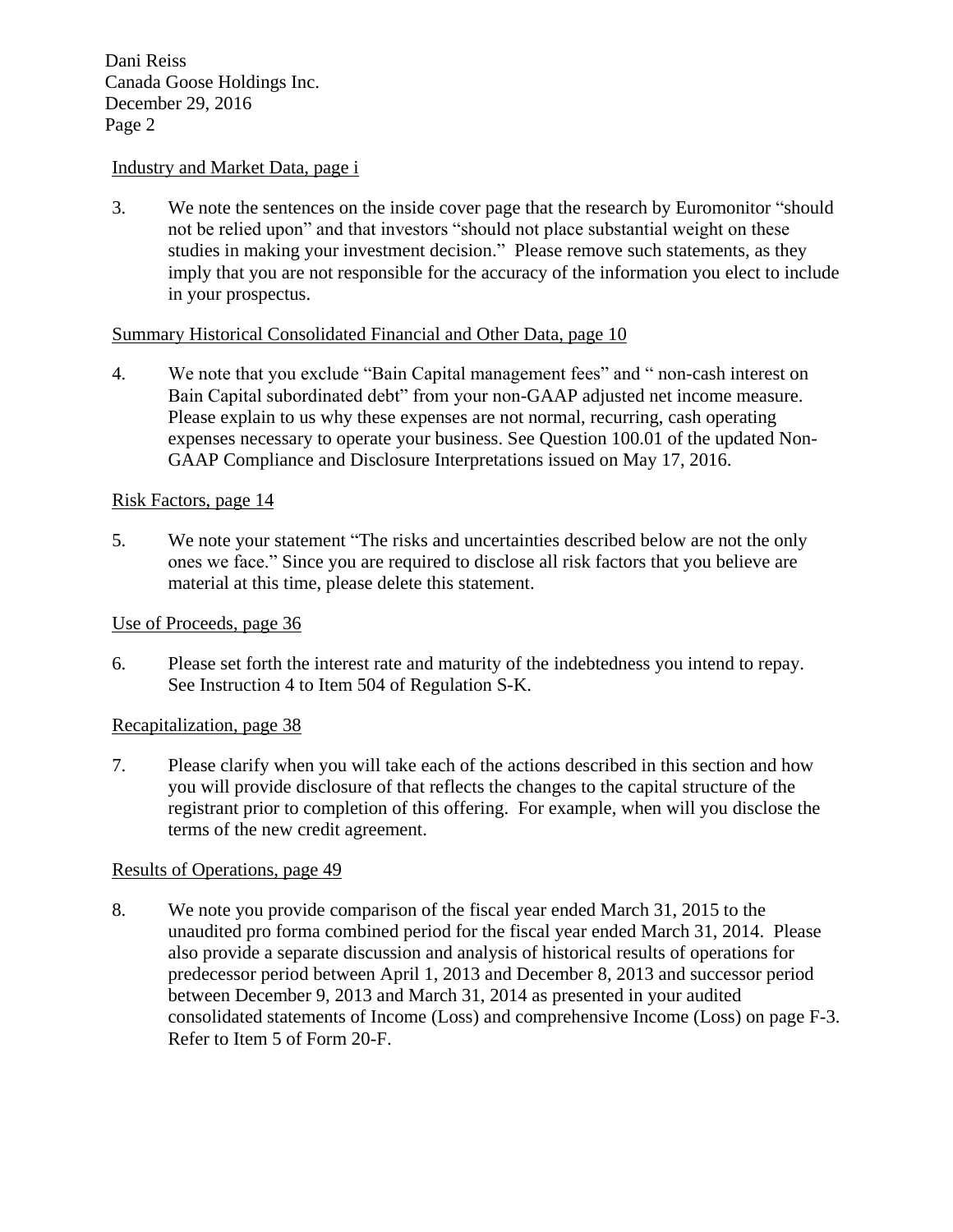Industry and Market Data, page i

3. We note the sentences on the inside cover page that the research by Euromonitor "should not be relied upon" and that investors "should not place substantial weight on these studies in making your investment decision." Please remove such statements, as they imply that you are not responsible for the accuracy of the information you elect to include in your prospectus.

Summary Historical Consolidated Financial and Other Data, page 10

4. We note that you exclude "Bain Capital management fees" and " non-cash interest on Bain Capital subordinated debt" from your non-GAAP adjusted net income measure. Please explain to us why these expenses are not normal, recurring, cash operating expenses necessary to operate your business. See Question 100.01 of the updated Non-GAAP Compliance and Disclosure Interpretations issued on May 17, 2016.

Risk Factors, page 14

5. We note your statement "The risks and uncertainties described below are not the only ones we face." Since you are required to disclose all risk factors that you believe are material at this time, please delete this statement.

Use of Proceeds, page 36

6. Please set forth the interest rate and maturity of the indebtedness you intend to repay. See Instruction 4 to Item 504 of Regulation S-K.

Recapitalization, page 38

7. Please clarify when you will take each of the actions described in this section and how you will provide disclosure of that reflects the changes to the capital structure of the registrant prior to completion of this offering. For example, when will you disclose the terms of the new credit agreement.

Results of Operations, page 49

8. We note you provide comparison of the fiscal year ended March 31, 2015 to the unaudited pro forma combined period for the fiscal year ended March 31, 2014. Please also provide a separate discussion and analysis of historical results of operations for predecessor period between April 1, 2013 and December 8, 2013 and successor period between December 9, 2013 and March 31, 2014 as presented in your audited consolidated statements of Income (Loss) and comprehensive Income (Loss) on page F-3. Refer to Item 5 of Form 20-F.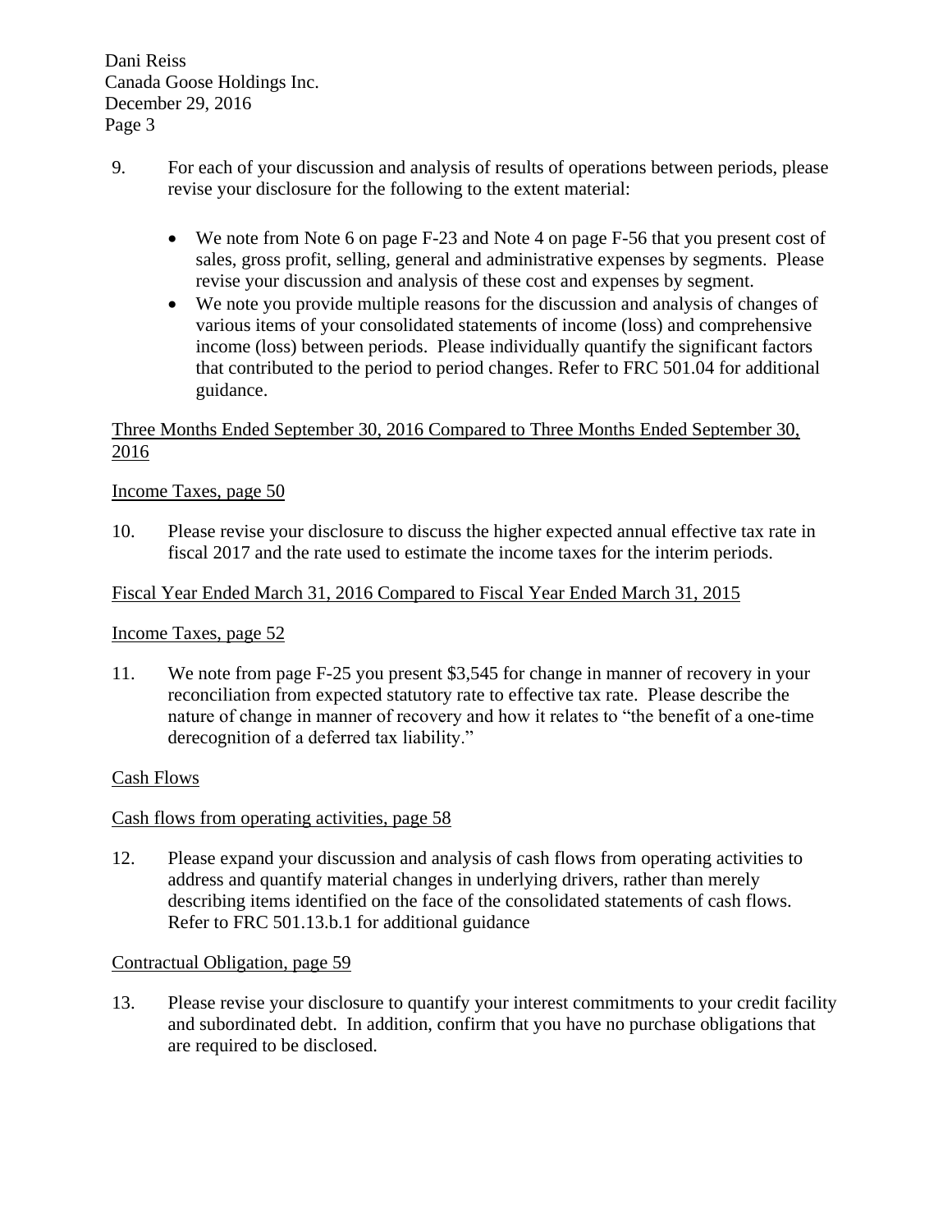9. For each of your discussion and analysis of results of operations between periods, please revise your disclosure for the following to the extent material:

   - We note from Note 6 on page F-23 and Note 4 on page F-56 that you present cost of sales, gross profit, selling, general and administrative expenses by segments. Please revise your discussion and analysis of these cost and expenses by segment.
   - We note you provide multiple reasons for the discussion and analysis of changes of various items of your consolidated statements of income (loss) and comprehensive income (loss) between periods. Please individually quantify the significant factors that contributed to the period to period changes. Refer to FRC 501.04 for additional guidance.

<u>Three Months Ended September 30, 2016 Compared to Three Months Ended September 30, 2016</u>

<u>Income Taxes, page 50</u>

10. Please revise your disclosure to discuss the higher expected annual effective tax rate in fiscal 2017 and the rate used to estimate the income taxes for the interim periods.

<u>Fiscal Year Ended March 31, 2016 Compared to Fiscal Year Ended March 31, 2015</u>

<u>Income Taxes, page 52</u>

11. We note from page F-25 you present $3,545 for change in manner of recovery in your reconciliation from expected statutory rate to effective tax rate. Please describe the nature of change in manner of recovery and how it relates to "the benefit of a one-time derecognition of a deferred tax liability."

<u>Cash Flows</u>

<u>Cash flows from operating activities, page 58</u>

12. Please expand your discussion and analysis of cash flows from operating activities to address and quantify material changes in underlying drivers, rather than merely describing items identified on the face of the consolidated statements of cash flows. Refer to FRC 501.13.b.1 for additional guidance

<u>Contractual Obligation, page 59</u>

13. Please revise your disclosure to quantify your interest commitments to your credit facility and subordinated debt. In addition, confirm that you have no purchase obligations that are required to be disclosed.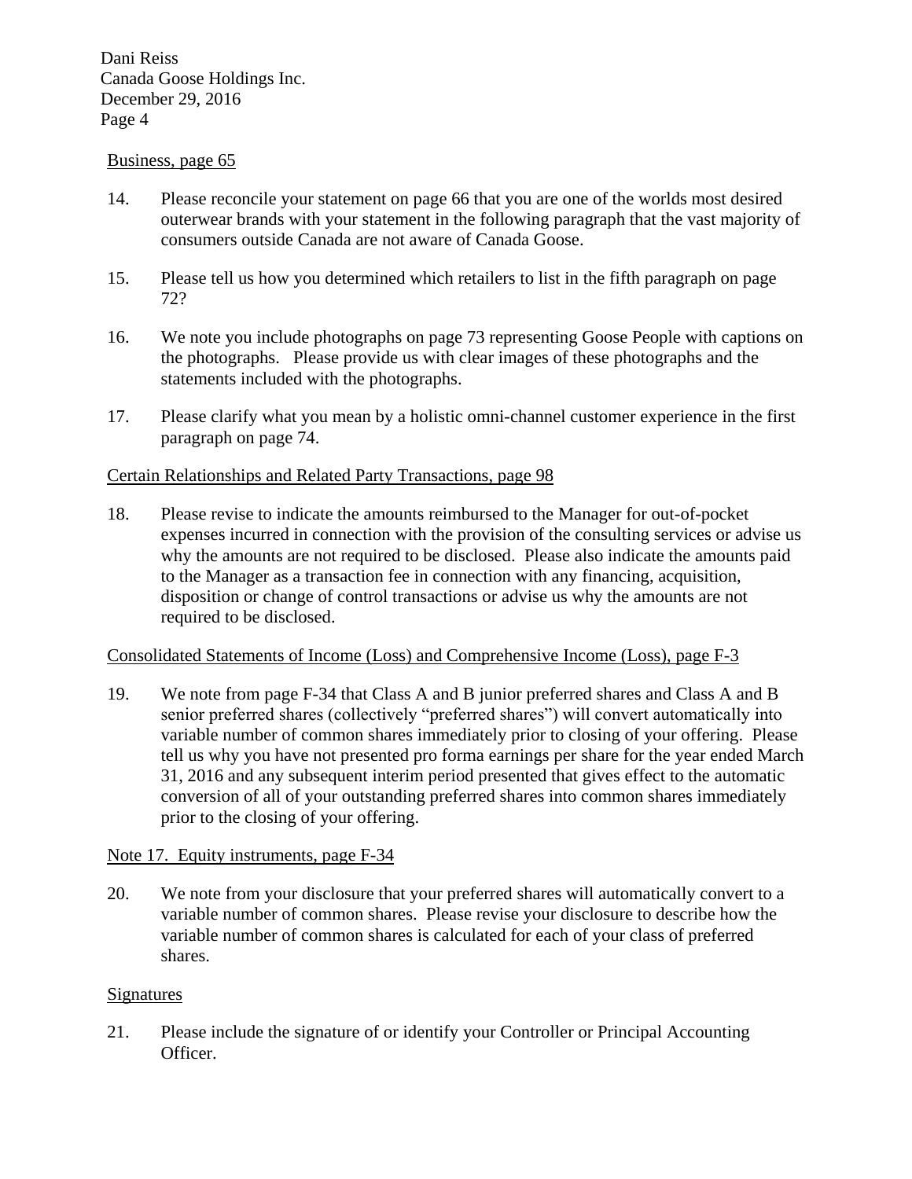Business, page 65

14. Please reconcile your statement on page 66 that you are one of the worlds most desired outerwear brands with your statement in the following paragraph that the vast majority of consumers outside Canada are not aware of Canada Goose.

15. Please tell us how you determined which retailers to list in the fifth paragraph on page 72?

16. We note you include photographs on page 73 representing Goose People with captions on the photographs. Please provide us with clear images of these photographs and the statements included with the photographs.

17. Please clarify what you mean by a holistic omni-channel customer experience in the first paragraph on page 74.

Certain Relationships and Related Party Transactions, page 98

18. Please revise to indicate the amounts reimbursed to the Manager for out-of-pocket expenses incurred in connection with the provision of the consulting services or advise us why the amounts are not required to be disclosed. Please also indicate the amounts paid to the Manager as a transaction fee in connection with any financing, acquisition, disposition or change of control transactions or advise us why the amounts are not required to be disclosed.

Consolidated Statements of Income (Loss) and Comprehensive Income (Loss), page F-3

19. We note from page F-34 that Class A and B junior preferred shares and Class A and B senior preferred shares (collectively "preferred shares") will convert automatically into variable number of common shares immediately prior to closing of your offering. Please tell us why you have not presented pro forma earnings per share for the year ended March 31, 2016 and any subsequent interim period presented that gives effect to the automatic conversion of all of your outstanding preferred shares into common shares immediately prior to the closing of your offering.

Note 17. Equity instruments, page F-34

20. We note from your disclosure that your preferred shares will automatically convert to a variable number of common shares. Please revise your disclosure to describe how the variable number of common shares is calculated for each of your class of preferred shares.

Signatures

21. Please include the signature of or identify your Controller or Principal Accounting Officer.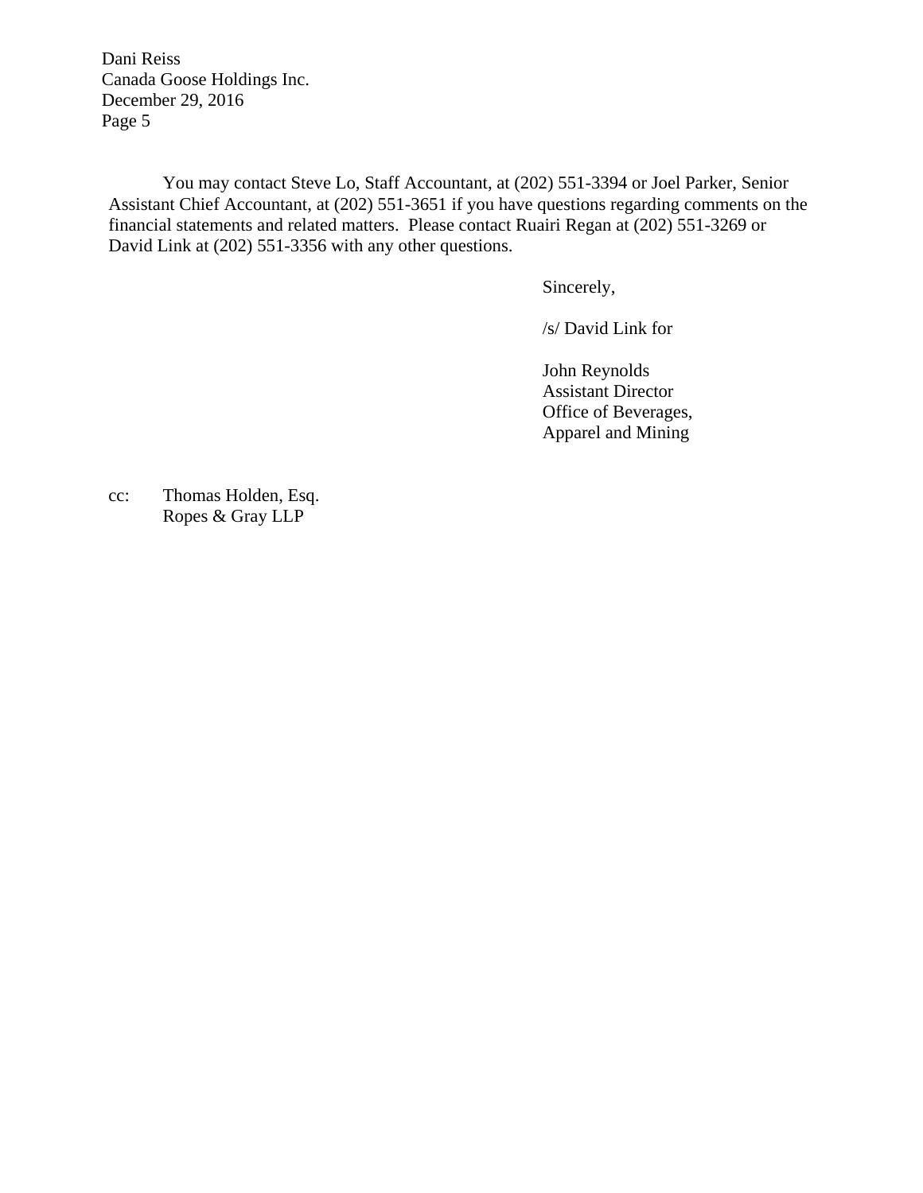You may contact Steve Lo, Staff Accountant, at (202) 551-3394 or Joel Parker, Senior Assistant Chief Accountant, at (202) 551-3651 if you have questions regarding comments on the financial statements and related matters. Please contact Ruairi Regan at (202) 551-3269 or David Link at (202) 551-3356 with any other questions.

Sincerely,

/s/ David Link for

John Reynolds
Assistant Director
Office of Beverages,
Apparel and Mining

cc: Thomas Holden, Esq.
Ropes & Gray LLP